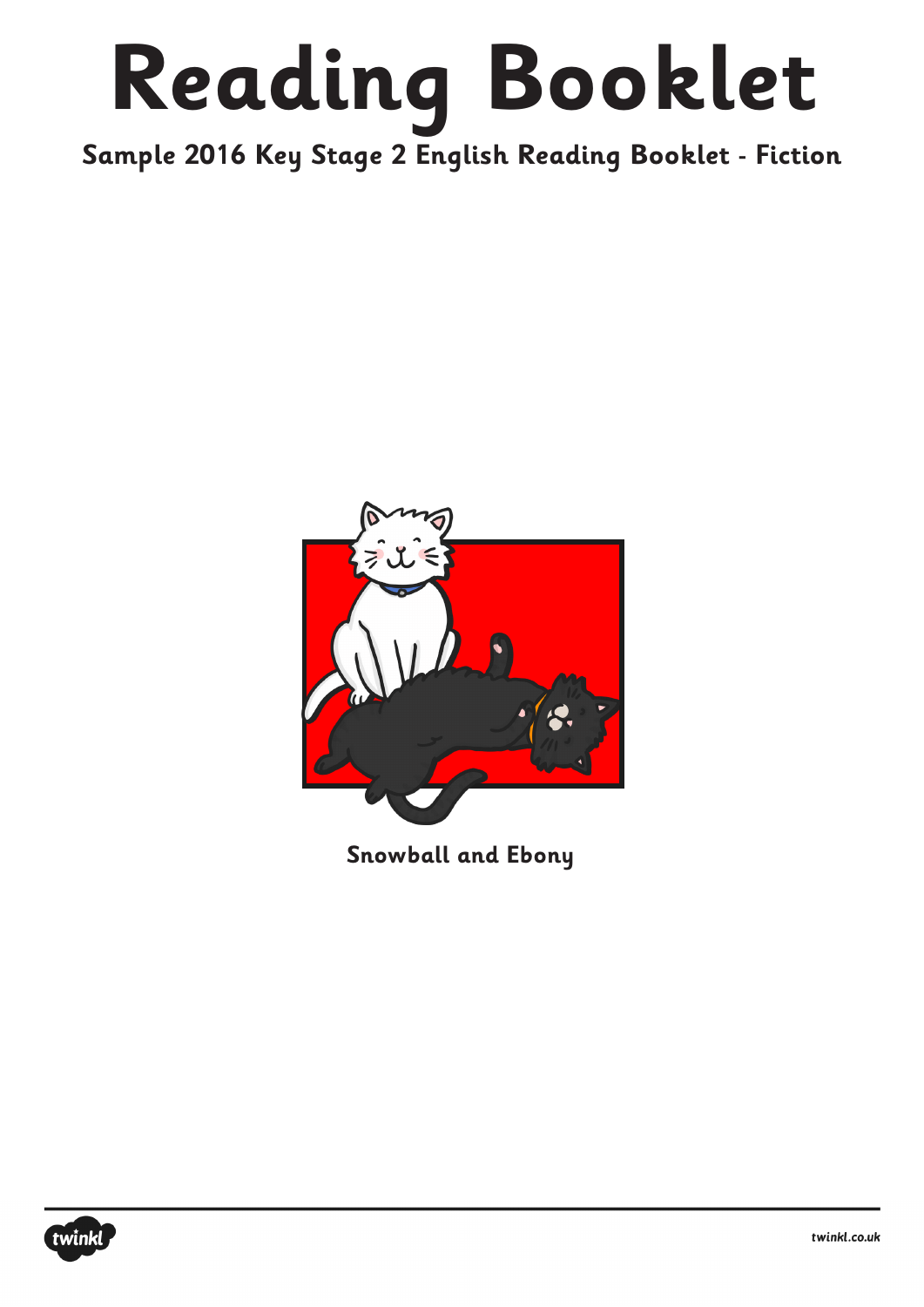# Reading Booklet

**Sample 2016 Key Stage 2 English Reading Booklet - Fiction**

**Snowball and Ebony**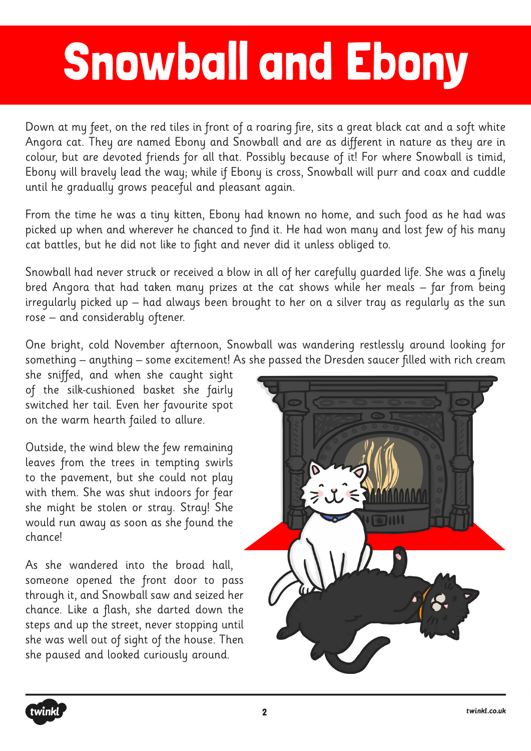# Snowball and Ebony

Down at my feet, on the red tiles in front of a roaring fire, sits a great black cat and a soft white Angora cat. They are named Ebony and Snowball and are as different in nature as they are in colour, but are devoted friends for all that. Possibly because of it! For where Snowball is timid, Ebony will bravely lead the way; while if Ebony is cross, Snowball will purr and coax and cuddle until he gradually grows peaceful and pleasant again.

From the time he was a tiny kitten, Ebony had known no home, and such food as he had was picked up when and wherever he chanced to find it. He had won many and lost few of his many cat battles, but he did not like to fight and never did it unless obliged to.

Snowball had never struck or received a blow in all of her carefully guarded life. She was a finely bred Angora that had taken many prizes at the cat shows while her meals – far from being irregularly picked up – had always been brought to her on a silver tray as regularly as the sun rose – and considerably oftener.

One bright, cold November afternoon, Snowball was wandering restlessly around looking for something – anything – some excitement! As she passed the Dresden saucer filled with rich cream she sniffed, and when she caught sight of the silk-cushioned basket she fairly switched her tail. Even her favourite spot on the warm hearth failed to allure.

Outside, the wind blew the few remaining leaves from the trees in tempting swirls to the pavement, but she could not play with them. She was shut indoors for fear she might be stolen or stray. Stray! She would run away as soon as she found the chance!

As she wandered into the broad hall, someone opened the front door to pass through it, and Snowball saw and seized her chance. Like a flash, she darted down the steps and up the street, never stopping until she was well out of sight of the house. Then she paused and looked curiously around.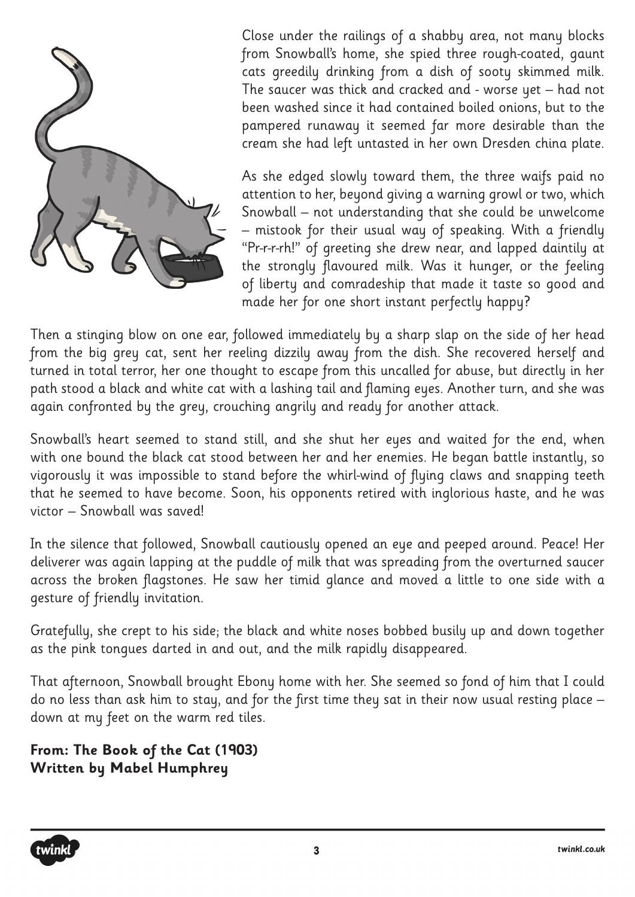Close under the railings of a shabby area, not many blocks from Snowball's home, she spied three rough-coated, gaunt cats greedily drinking from a dish of sooty skimmed milk. The saucer was thick and cracked and - worse yet – had not been washed since it had contained boiled onions, but to the pampered runaway it seemed far more desirable than the cream she had left untasted in her own Dresden china plate.

As she edged slowly toward them, the three waifs paid no attention to her, beyond giving a warning growl or two, which Snowball – not understanding that she could be unwelcome – mistook for their usual way of speaking. With a friendly "Pr-r-r-rh!" of greeting she drew near, and lapped daintily at the strongly flavoured milk. Was it hunger, or the feeling of liberty and comradeship that made it taste so good and made her for one short instant perfectly happy?

Then a stinging blow on one ear, followed immediately by a sharp slap on the side of her head from the big grey cat, sent her reeling dizzily away from the dish. She recovered herself and turned in total terror, her one thought to escape from this uncalled for abuse, but directly in her path stood a black and white cat with a lashing tail and flaming eyes. Another turn, and she was again confronted by the grey, crouching angrily and ready for another attack.

Snowball's heart seemed to stand still, and she shut her eyes and waited for the end, when with one bound the black cat stood between her and her enemies. He began battle instantly, so vigorously it was impossible to stand before the whirl-wind of flying claws and snapping teeth that he seemed to have become. Soon, his opponents retired with inglorious haste, and he was victor – Snowball was saved!

In the silence that followed, Snowball cautiously opened an eye and peeped around. Peace! Her deliverer was again lapping at the puddle of milk that was spreading from the overturned saucer across the broken flagstones. He saw her timid glance and moved a little to one side with a gesture of friendly invitation.

Gratefully, she crept to his side; the black and white noses bobbed busily up and down together as the pink tongues darted in and out, and the milk rapidly disappeared.

That afternoon, Snowball brought Ebony home with her. She seemed so fond of him that I could do no less than ask him to stay, and for the first time they sat in their now usual resting place – down at my feet on the warm red tiles.

**From: The Book of the Cat (1903)**
**Written by Mabel Humphrey**